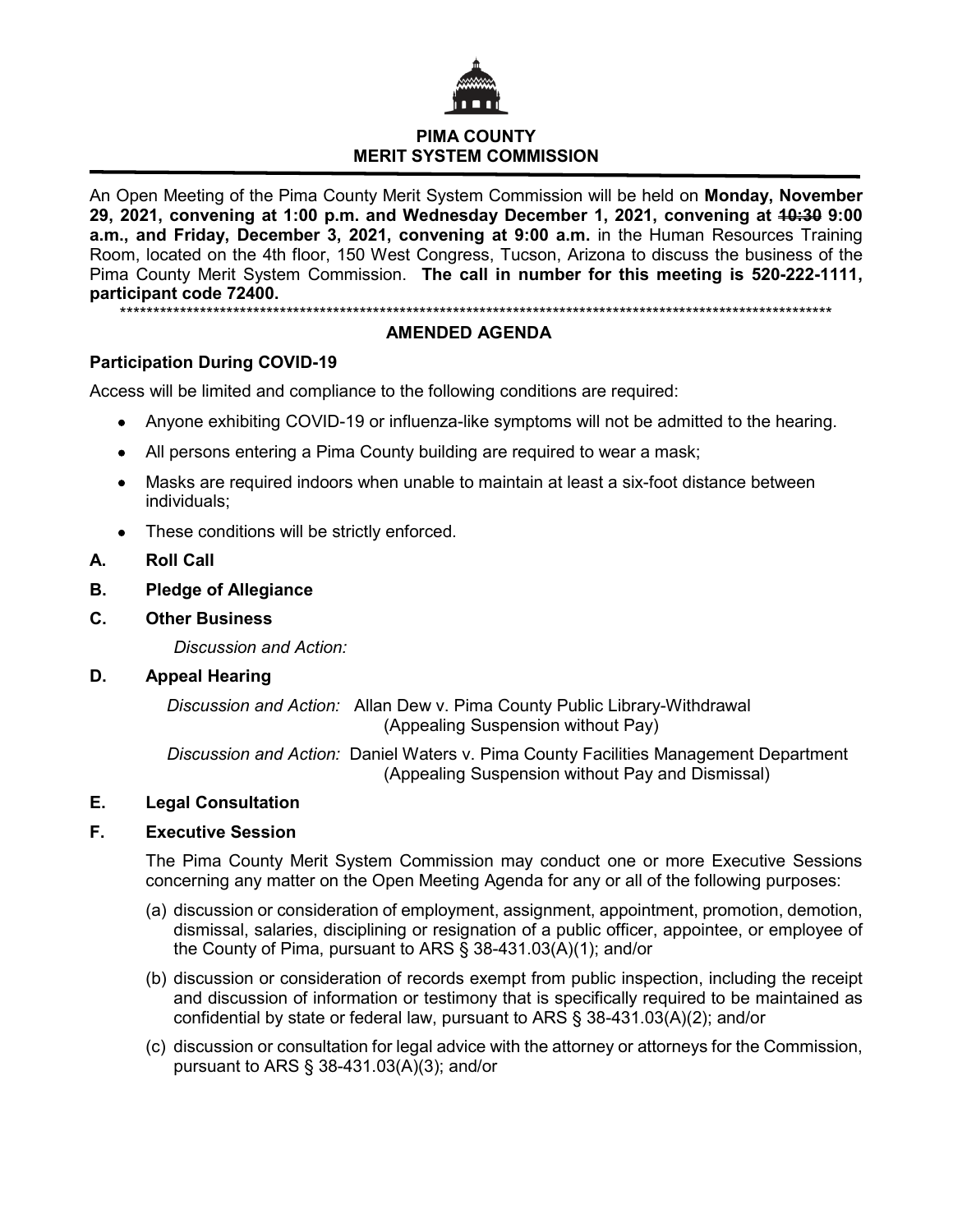# PIMA COUNTY
# MERIT SYSTEM COMMISSION

An Open Meeting of the Pima County Merit System Commission will be held on **Monday, November 29, 2021, convening at 1:00 p.m. and Wednesday December 1, 2021, convening at ~~10:30~~ 9:00 a.m., and Friday, December 3, 2021, convening at 9:00 a.m.** in the Human Resources Training Room, located on the 4th floor, 150 West Congress, Tucson, Arizona to discuss the business of the Pima County Merit System Commission. **The call in number for this meeting is 520-222-1111, participant code 72400.**

\*\*\*\*\*\*\*\*\*\*\*\*\*\*\*\*\*\*\*\*\*\*\*\*\*\*\*\*\*\*\*\*\*\*\*\*\*\*\*\*\*\*\*\*\*\*\*\*\*\*\*\*\*\*\*\*\*\*\*\*\*\*\*\*\*\*\*\*\*\*\*\*\*\*\*\*\*\*\*\*\*\*\*\*\*\*\*\*\*\*\*\*\*\*\*\*\*\*\*\*\*\*\*\*\*\*\*

## AMENDED AGENDA

### Participation During COVID-19

Access will be limited and compliance to the following conditions are required:

- Anyone exhibiting COVID-19 or influenza-like symptoms will not be admitted to the hearing.
- All persons entering a Pima County building are required to wear a mask;
- Masks are required indoors when unable to maintain at least a six-foot distance between individuals;
- These conditions will be strictly enforced.

**A. Roll Call**

**B. Pledge of Allegiance**

**C. Other Business**

*Discussion and Action:*

**D. Appeal Hearing**

*Discussion and Action:* Allan Dew v. Pima County Public Library-Withdrawal (Appealing Suspension without Pay)

*Discussion and Action:* Daniel Waters v. Pima County Facilities Management Department (Appealing Suspension without Pay and Dismissal)

**E. Legal Consultation**

**F. Executive Session**

The Pima County Merit System Commission may conduct one or more Executive Sessions concerning any matter on the Open Meeting Agenda for any or all of the following purposes:

(a) discussion or consideration of employment, assignment, appointment, promotion, demotion, dismissal, salaries, disciplining or resignation of a public officer, appointee, or employee of the County of Pima, pursuant to ARS § 38-431.03(A)(1); and/or

(b) discussion or consideration of records exempt from public inspection, including the receipt and discussion of information or testimony that is specifically required to be maintained as confidential by state or federal law, pursuant to ARS § 38-431.03(A)(2); and/or

(c) discussion or consultation for legal advice with the attorney or attorneys for the Commission, pursuant to ARS § 38-431.03(A)(3); and/or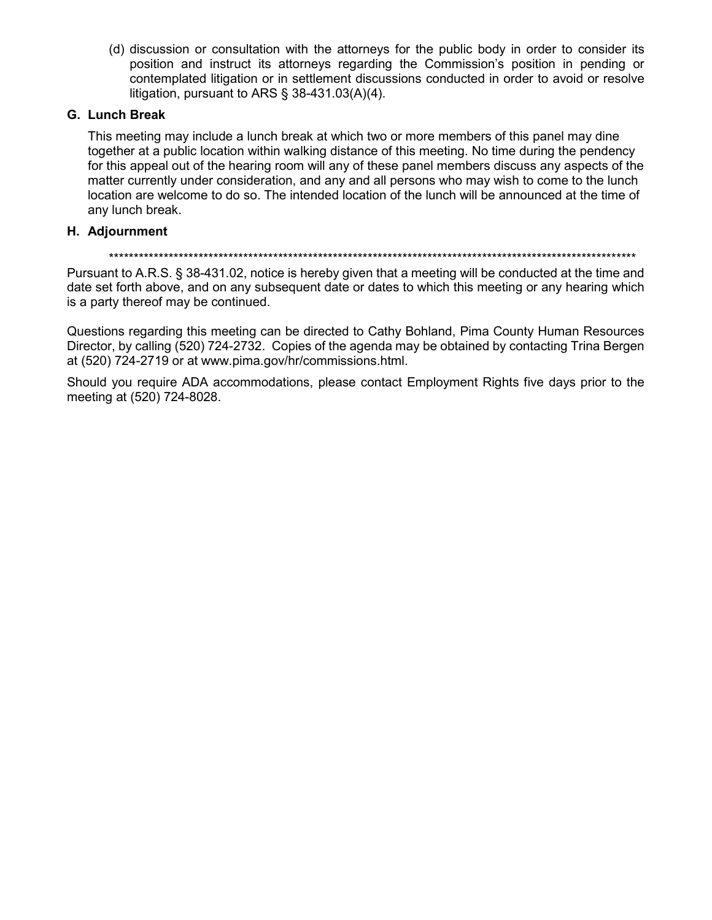(d) discussion or consultation with the attorneys for the public body in order to consider its position and instruct its attorneys regarding the Commission's position in pending or contemplated litigation or in settlement discussions conducted in order to avoid or resolve litigation, pursuant to ARS § 38-431.03(A)(4).

**G. Lunch Break**

This meeting may include a lunch break at which two or more members of this panel may dine together at a public location within walking distance of this meeting. No time during the pendency for this appeal out of the hearing room will any of these panel members discuss any aspects of the matter currently under consideration, and any and all persons who may wish to come to the lunch location are welcome to do so. The intended location of the lunch will be announced at the time of any lunch break.

**H. Adjournment**

\*\*\*\*\*\*\*\*\*\*\*\*\*\*\*\*\*\*\*\*\*\*\*\*\*\*\*\*\*\*\*\*\*\*\*\*\*\*\*\*\*\*\*\*\*\*\*\*\*\*\*\*\*\*\*\*\*\*\*\*\*\*\*\*\*\*\*\*\*\*\*\*\*\*\*\*\*\*\*\*\*\*

Pursuant to A.R.S. § 38-431.02, notice is hereby given that a meeting will be conducted at the time and date set forth above, and on any subsequent date or dates to which this meeting or any hearing which is a party thereof may be continued.

Questions regarding this meeting can be directed to Cathy Bohland, Pima County Human Resources Director, by calling (520) 724-2732. Copies of the agenda may be obtained by contacting Trina Bergen at (520) 724-2719 or at www.pima.gov/hr/commissions.html.

Should you require ADA accommodations, please contact Employment Rights five days prior to the meeting at (520) 724-8028.